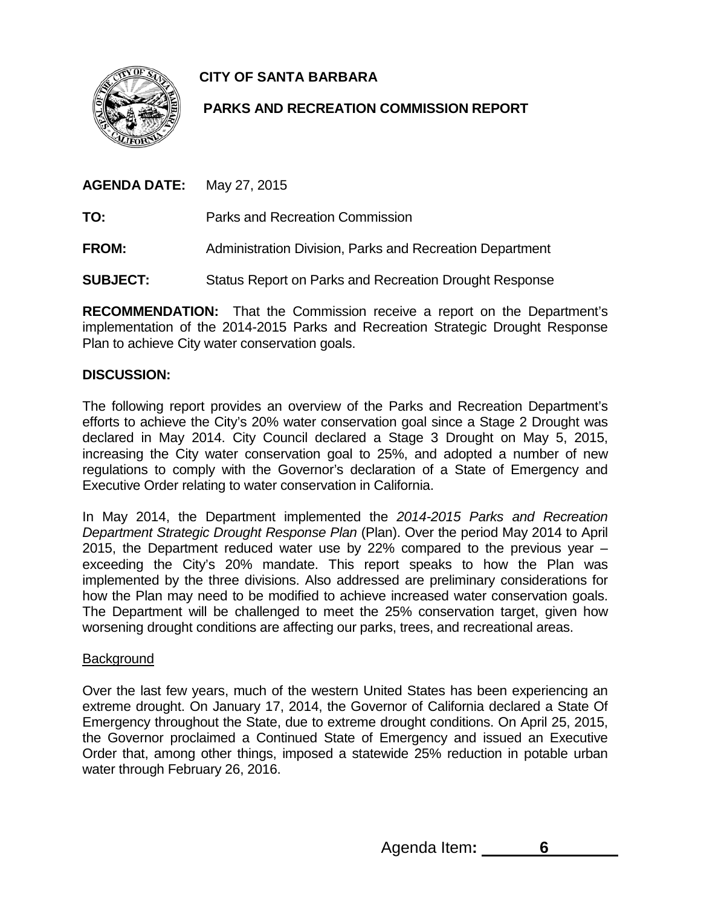**CITY OF SANTA BARBARA**

**PARKS AND RECREATION COMMISSION REPORT**

**AGENDA DATE:** May 27, 2015

**TO:** Parks and Recreation Commission

**FROM:** Administration Division, Parks and Recreation Department

**SUBJECT:** Status Report on Parks and Recreation Drought Response

**RECOMMENDATION:** That the Commission receive a report on the Department's implementation of the 2014-2015 Parks and Recreation Strategic Drought Response Plan to achieve City water conservation goals.

**DISCUSSION:**

The following report provides an overview of the Parks and Recreation Department's efforts to achieve the City's 20% water conservation goal since a Stage 2 Drought was declared in May 2014. City Council declared a Stage 3 Drought on May 5, 2015, increasing the City water conservation goal to 25%, and adopted a number of new regulations to comply with the Governor's declaration of a State of Emergency and Executive Order relating to water conservation in California.

In May 2014, the Department implemented the *2014-2015 Parks and Recreation Department Strategic Drought Response Plan* (Plan). Over the period May 2014 to April 2015, the Department reduced water use by 22% compared to the previous year – exceeding the City's 20% mandate. This report speaks to how the Plan was implemented by the three divisions. Also addressed are preliminary considerations for how the Plan may need to be modified to achieve increased water conservation goals. The Department will be challenged to meet the 25% conservation target, given how worsening drought conditions are affecting our parks, trees, and recreational areas.

Background

Over the last few years, much of the western United States has been experiencing an extreme drought. On January 17, 2014, the Governor of California declared a State Of Emergency throughout the State, due to extreme drought conditions. On April 25, 2015, the Governor proclaimed a Continued State of Emergency and issued an Executive Order that, among other things, imposed a statewide 25% reduction in potable urban water through February 26, 2016.

Agenda Item**:** 6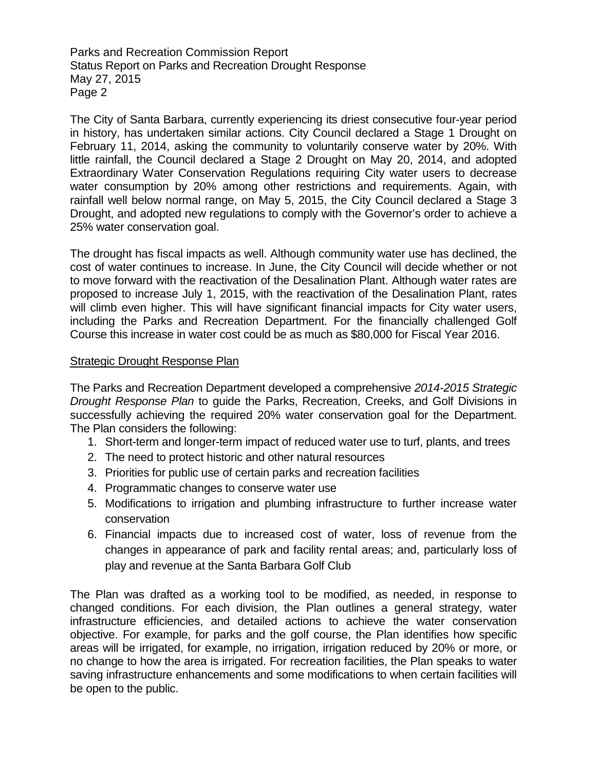The City of Santa Barbara, currently experiencing its driest consecutive four-year period in history, has undertaken similar actions. City Council declared a Stage 1 Drought on February 11, 2014, asking the community to voluntarily conserve water by 20%. With little rainfall, the Council declared a Stage 2 Drought on May 20, 2014, and adopted Extraordinary Water Conservation Regulations requiring City water users to decrease water consumption by 20% among other restrictions and requirements. Again, with rainfall well below normal range, on May 5, 2015, the City Council declared a Stage 3 Drought, and adopted new regulations to comply with the Governor's order to achieve a 25% water conservation goal.

The drought has fiscal impacts as well. Although community water use has declined, the cost of water continues to increase. In June, the City Council will decide whether or not to move forward with the reactivation of the Desalination Plant. Although water rates are proposed to increase July 1, 2015, with the reactivation of the Desalination Plant, rates will climb even higher. This will have significant financial impacts for City water users, including the Parks and Recreation Department. For the financially challenged Golf Course this increase in water cost could be as much as $80,000 for Fiscal Year 2016.

## Strategic Drought Response Plan

The Parks and Recreation Department developed a comprehensive *2014-2015 Strategic Drought Response Plan* to guide the Parks, Recreation, Creeks, and Golf Divisions in successfully achieving the required 20% water conservation goal for the Department. The Plan considers the following:

1. Short-term and longer-term impact of reduced water use to turf, plants, and trees
2. The need to protect historic and other natural resources
3. Priorities for public use of certain parks and recreation facilities
4. Programmatic changes to conserve water use
5. Modifications to irrigation and plumbing infrastructure to further increase water conservation
6. Financial impacts due to increased cost of water, loss of revenue from the changes in appearance of park and facility rental areas; and, particularly loss of play and revenue at the Santa Barbara Golf Club

The Plan was drafted as a working tool to be modified, as needed, in response to changed conditions. For each division, the Plan outlines a general strategy, water infrastructure efficiencies, and detailed actions to achieve the water conservation objective. For example, for parks and the golf course, the Plan identifies how specific areas will be irrigated, for example, no irrigation, irrigation reduced by 20% or more, or no change to how the area is irrigated. For recreation facilities, the Plan speaks to water saving infrastructure enhancements and some modifications to when certain facilities will be open to the public.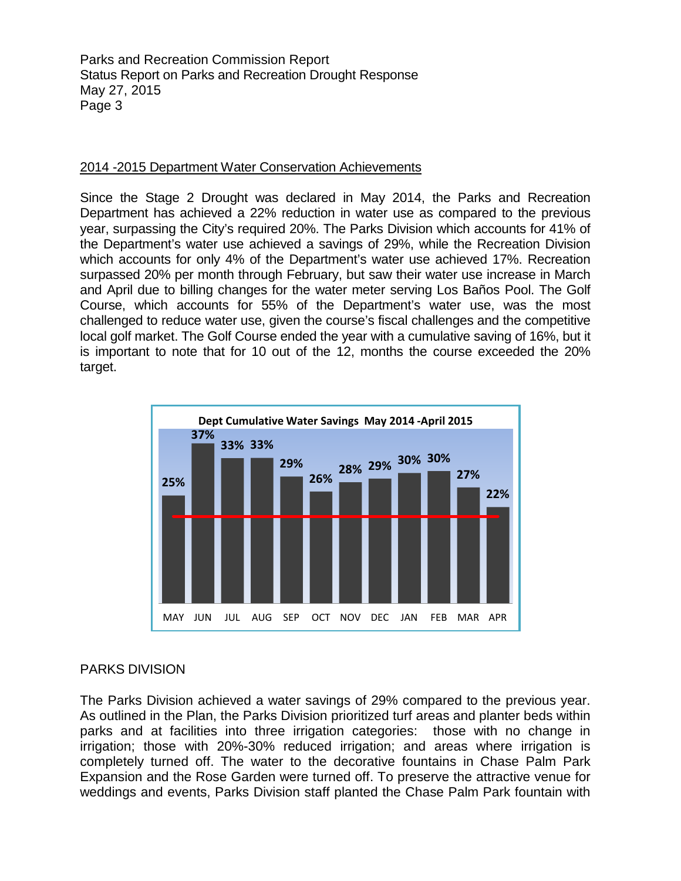## 2014 -2015 Department Water Conservation Achievements

Since the Stage 2 Drought was declared in May 2014, the Parks and Recreation Department has achieved a 22% reduction in water use as compared to the previous year, surpassing the City's required 20%. The Parks Division which accounts for 41% of the Department's water use achieved a savings of 29%, while the Recreation Division which accounts for only 4% of the Department's water use achieved 17%. Recreation surpassed 20% per month through February, but saw their water use increase in March and April due to billing changes for the water meter serving Los Baños Pool. The Golf Course, which accounts for 55% of the Department's water use, was the most challenged to reduce water use, given the course's fiscal challenges and the competitive local golf market. The Golf Course ended the year with a cumulative saving of 16%, but it is important to note that for 10 out of the 12, months the course exceeded the 20% target.

**Dept Cumulative Water Savings May 2014 -April 2015**

| MAY | JUN | JUL | AUG | SEP | OCT | NOV | DEC | JAN | FEB | MAR | APR |
|---|---|---|---|---|---|---|---|---|---|---|---|
| 25% | 37% | 33% | 33% | 29% | 26% | 28% | 29% | 30% | 30% | 27% | 22% |

PARKS DIVISION

The Parks Division achieved a water savings of 29% compared to the previous year. As outlined in the Plan, the Parks Division prioritized turf areas and planter beds within parks and at facilities into three irrigation categories: those with no change in irrigation; those with 20%-30% reduced irrigation; and areas where irrigation is completely turned off. The water to the decorative fountains in Chase Palm Park Expansion and the Rose Garden were turned off. To preserve the attractive venue for weddings and events, Parks Division staff planted the Chase Palm Park fountain with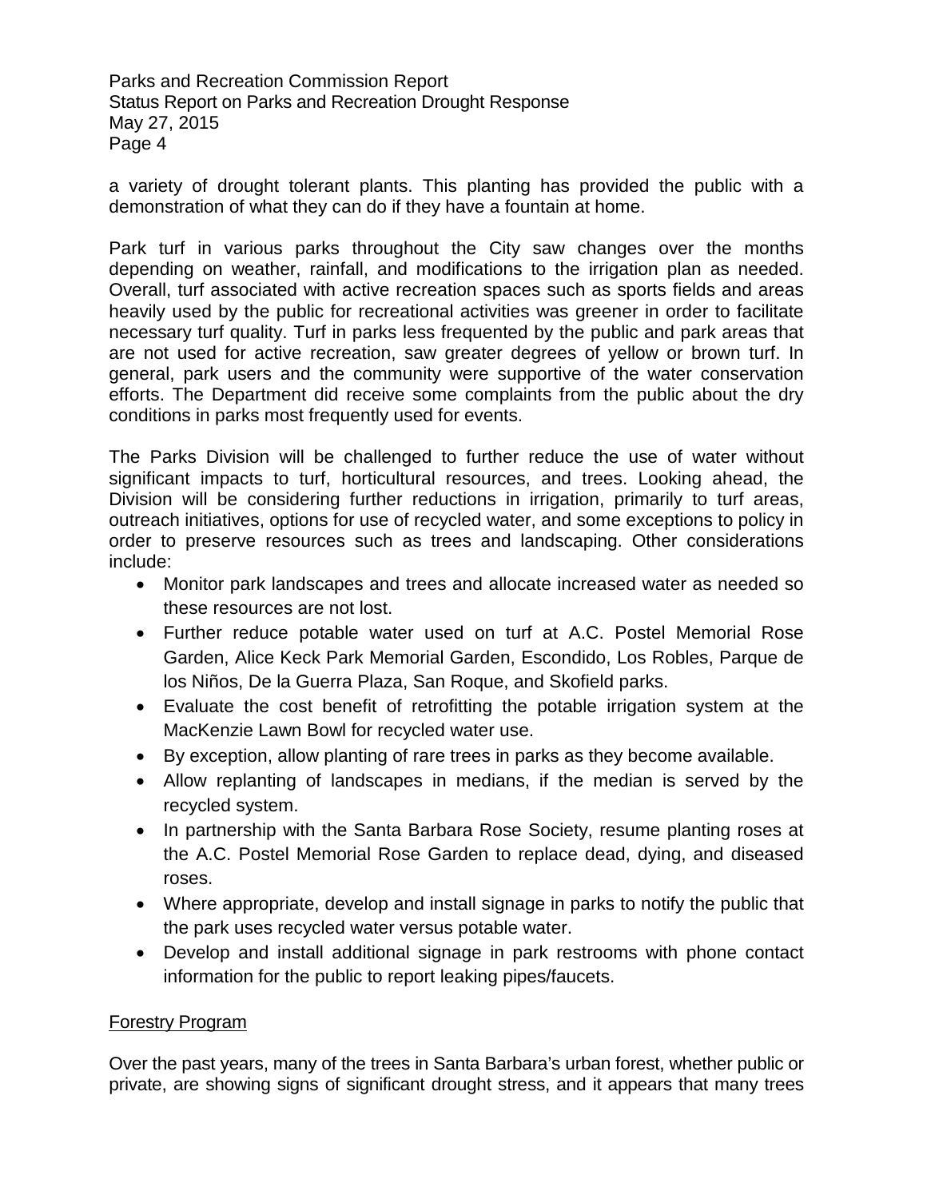a variety of drought tolerant plants. This planting has provided the public with a demonstration of what they can do if they have a fountain at home.

Park turf in various parks throughout the City saw changes over the months depending on weather, rainfall, and modifications to the irrigation plan as needed. Overall, turf associated with active recreation spaces such as sports fields and areas heavily used by the public for recreational activities was greener in order to facilitate necessary turf quality. Turf in parks less frequented by the public and park areas that are not used for active recreation, saw greater degrees of yellow or brown turf. In general, park users and the community were supportive of the water conservation efforts. The Department did receive some complaints from the public about the dry conditions in parks most frequently used for events.

The Parks Division will be challenged to further reduce the use of water without significant impacts to turf, horticultural resources, and trees. Looking ahead, the Division will be considering further reductions in irrigation, primarily to turf areas, outreach initiatives, options for use of recycled water, and some exceptions to policy in order to preserve resources such as trees and landscaping. Other considerations include:

- Monitor park landscapes and trees and allocate increased water as needed so these resources are not lost.
- Further reduce potable water used on turf at A.C. Postel Memorial Rose Garden, Alice Keck Park Memorial Garden, Escondido, Los Robles, Parque de los Niños, De la Guerra Plaza, San Roque, and Skofield parks.
- Evaluate the cost benefit of retrofitting the potable irrigation system at the MacKenzie Lawn Bowl for recycled water use.
- By exception, allow planting of rare trees in parks as they become available.
- Allow replanting of landscapes in medians, if the median is served by the recycled system.
- In partnership with the Santa Barbara Rose Society, resume planting roses at the A.C. Postel Memorial Rose Garden to replace dead, dying, and diseased roses.
- Where appropriate, develop and install signage in parks to notify the public that the park uses recycled water versus potable water.
- Develop and install additional signage in park restrooms with phone contact information for the public to report leaking pipes/faucets.

Forestry Program

Over the past years, many of the trees in Santa Barbara's urban forest, whether public or private, are showing signs of significant drought stress, and it appears that many trees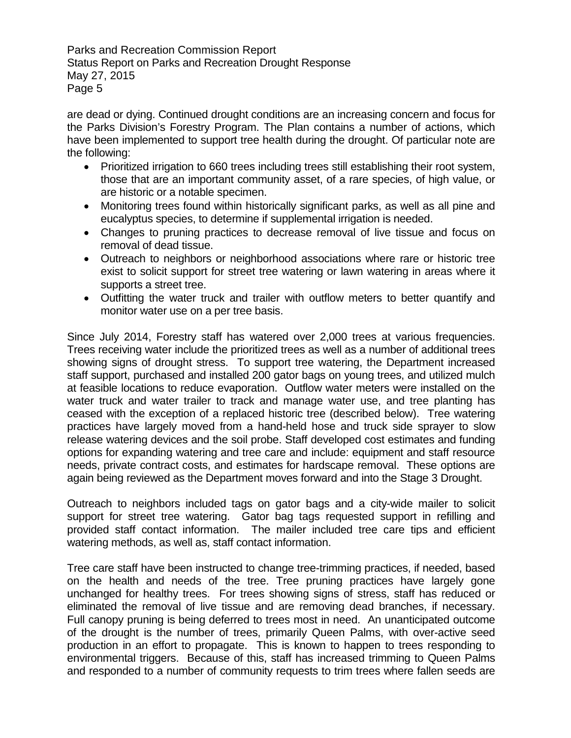are dead or dying. Continued drought conditions are an increasing concern and focus for the Parks Division's Forestry Program. The Plan contains a number of actions, which have been implemented to support tree health during the drought. Of particular note are the following:

- Prioritized irrigation to 660 trees including trees still establishing their root system, those that are an important community asset, of a rare species, of high value, or are historic or a notable specimen.
- Monitoring trees found within historically significant parks, as well as all pine and eucalyptus species, to determine if supplemental irrigation is needed.
- Changes to pruning practices to decrease removal of live tissue and focus on removal of dead tissue.
- Outreach to neighbors or neighborhood associations where rare or historic tree exist to solicit support for street tree watering or lawn watering in areas where it supports a street tree.
- Outfitting the water truck and trailer with outflow meters to better quantify and monitor water use on a per tree basis.

Since July 2014, Forestry staff has watered over 2,000 trees at various frequencies. Trees receiving water include the prioritized trees as well as a number of additional trees showing signs of drought stress. To support tree watering, the Department increased staff support, purchased and installed 200 gator bags on young trees, and utilized mulch at feasible locations to reduce evaporation. Outflow water meters were installed on the water truck and water trailer to track and manage water use, and tree planting has ceased with the exception of a replaced historic tree (described below). Tree watering practices have largely moved from a hand-held hose and truck side sprayer to slow release watering devices and the soil probe. Staff developed cost estimates and funding options for expanding watering and tree care and include: equipment and staff resource needs, private contract costs, and estimates for hardscape removal. These options are again being reviewed as the Department moves forward and into the Stage 3 Drought.

Outreach to neighbors included tags on gator bags and a city-wide mailer to solicit support for street tree watering. Gator bag tags requested support in refilling and provided staff contact information. The mailer included tree care tips and efficient watering methods, as well as, staff contact information.

Tree care staff have been instructed to change tree-trimming practices, if needed, based on the health and needs of the tree. Tree pruning practices have largely gone unchanged for healthy trees. For trees showing signs of stress, staff has reduced or eliminated the removal of live tissue and are removing dead branches, if necessary. Full canopy pruning is being deferred to trees most in need. An unanticipated outcome of the drought is the number of trees, primarily Queen Palms, with over-active seed production in an effort to propagate. This is known to happen to trees responding to environmental triggers. Because of this, staff has increased trimming to Queen Palms and responded to a number of community requests to trim trees where fallen seeds are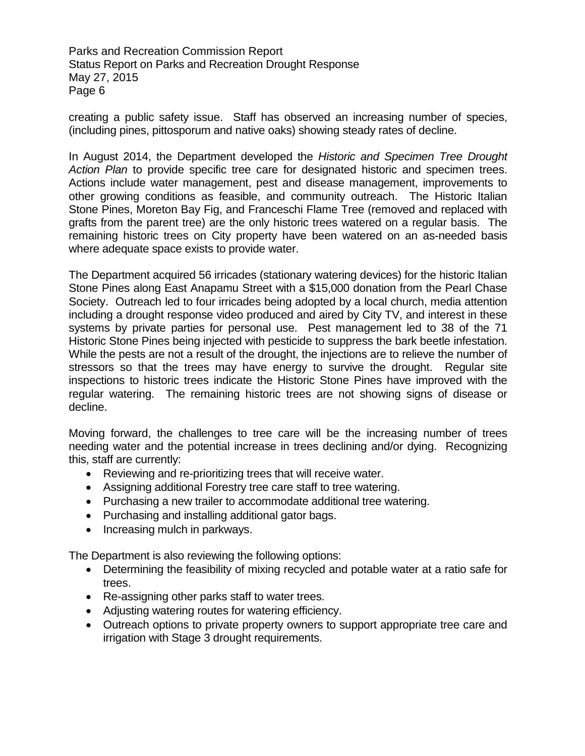creating a public safety issue. Staff has observed an increasing number of species, (including pines, pittosporum and native oaks) showing steady rates of decline.

In August 2014, the Department developed the *Historic and Specimen Tree Drought Action Plan* to provide specific tree care for designated historic and specimen trees. Actions include water management, pest and disease management, improvements to other growing conditions as feasible, and community outreach. The Historic Italian Stone Pines, Moreton Bay Fig, and Franceschi Flame Tree (removed and replaced with grafts from the parent tree) are the only historic trees watered on a regular basis. The remaining historic trees on City property have been watered on an as-needed basis where adequate space exists to provide water.

The Department acquired 56 irricades (stationary watering devices) for the historic Italian Stone Pines along East Anapamu Street with a $15,000 donation from the Pearl Chase Society. Outreach led to four irricades being adopted by a local church, media attention including a drought response video produced and aired by City TV, and interest in these systems by private parties for personal use. Pest management led to 38 of the 71 Historic Stone Pines being injected with pesticide to suppress the bark beetle infestation. While the pests are not a result of the drought, the injections are to relieve the number of stressors so that the trees may have energy to survive the drought. Regular site inspections to historic trees indicate the Historic Stone Pines have improved with the regular watering. The remaining historic trees are not showing signs of disease or decline.

Moving forward, the challenges to tree care will be the increasing number of trees needing water and the potential increase in trees declining and/or dying. Recognizing this, staff are currently:

- Reviewing and re-prioritizing trees that will receive water.
- Assigning additional Forestry tree care staff to tree watering.
- Purchasing a new trailer to accommodate additional tree watering.
- Purchasing and installing additional gator bags.
- Increasing mulch in parkways.

The Department is also reviewing the following options:

- Determining the feasibility of mixing recycled and potable water at a ratio safe for trees.
- Re-assigning other parks staff to water trees.
- Adjusting watering routes for watering efficiency.
- Outreach options to private property owners to support appropriate tree care and irrigation with Stage 3 drought requirements.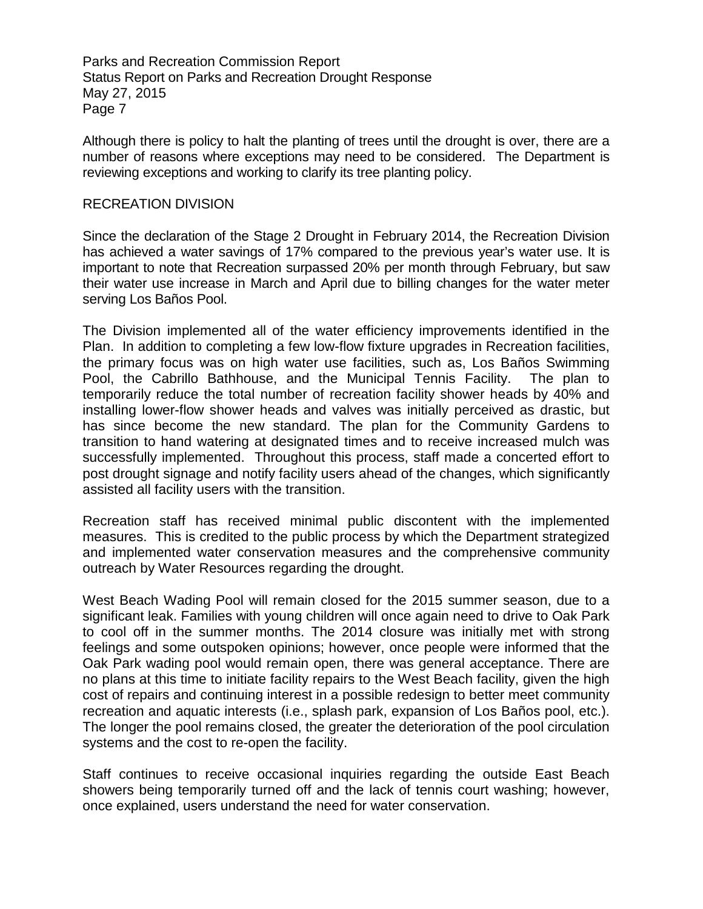Although there is policy to halt the planting of trees until the drought is over, there are a number of reasons where exceptions may need to be considered. The Department is reviewing exceptions and working to clarify its tree planting policy.

## RECREATION DIVISION

Since the declaration of the Stage 2 Drought in February 2014, the Recreation Division has achieved a water savings of 17% compared to the previous year's water use. It is important to note that Recreation surpassed 20% per month through February, but saw their water use increase in March and April due to billing changes for the water meter serving Los Baños Pool.

The Division implemented all of the water efficiency improvements identified in the Plan. In addition to completing a few low-flow fixture upgrades in Recreation facilities, the primary focus was on high water use facilities, such as, Los Baños Swimming Pool, the Cabrillo Bathhouse, and the Municipal Tennis Facility. The plan to temporarily reduce the total number of recreation facility shower heads by 40% and installing lower-flow shower heads and valves was initially perceived as drastic, but has since become the new standard. The plan for the Community Gardens to transition to hand watering at designated times and to receive increased mulch was successfully implemented. Throughout this process, staff made a concerted effort to post drought signage and notify facility users ahead of the changes, which significantly assisted all facility users with the transition.

Recreation staff has received minimal public discontent with the implemented measures. This is credited to the public process by which the Department strategized and implemented water conservation measures and the comprehensive community outreach by Water Resources regarding the drought.

West Beach Wading Pool will remain closed for the 2015 summer season, due to a significant leak. Families with young children will once again need to drive to Oak Park to cool off in the summer months. The 2014 closure was initially met with strong feelings and some outspoken opinions; however, once people were informed that the Oak Park wading pool would remain open, there was general acceptance. There are no plans at this time to initiate facility repairs to the West Beach facility, given the high cost of repairs and continuing interest in a possible redesign to better meet community recreation and aquatic interests (i.e., splash park, expansion of Los Baños pool, etc.). The longer the pool remains closed, the greater the deterioration of the pool circulation systems and the cost to re-open the facility.

Staff continues to receive occasional inquiries regarding the outside East Beach showers being temporarily turned off and the lack of tennis court washing; however, once explained, users understand the need for water conservation.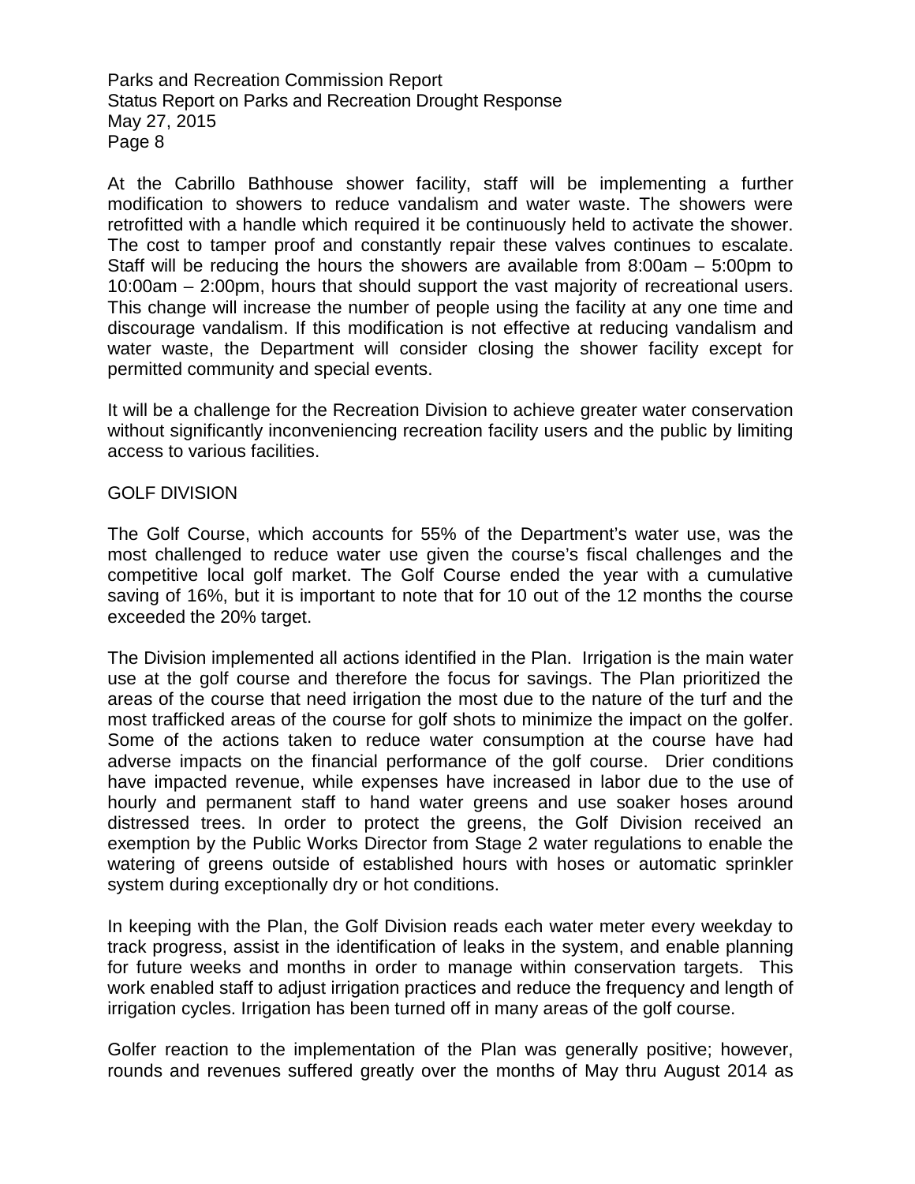At the Cabrillo Bathhouse shower facility, staff will be implementing a further modification to showers to reduce vandalism and water waste. The showers were retrofitted with a handle which required it be continuously held to activate the shower. The cost to tamper proof and constantly repair these valves continues to escalate. Staff will be reducing the hours the showers are available from 8:00am – 5:00pm to 10:00am – 2:00pm, hours that should support the vast majority of recreational users. This change will increase the number of people using the facility at any one time and discourage vandalism. If this modification is not effective at reducing vandalism and water waste, the Department will consider closing the shower facility except for permitted community and special events.

It will be a challenge for the Recreation Division to achieve greater water conservation without significantly inconveniencing recreation facility users and the public by limiting access to various facilities.

## GOLF DIVISION

The Golf Course, which accounts for 55% of the Department's water use, was the most challenged to reduce water use given the course's fiscal challenges and the competitive local golf market. The Golf Course ended the year with a cumulative saving of 16%, but it is important to note that for 10 out of the 12 months the course exceeded the 20% target.

The Division implemented all actions identified in the Plan. Irrigation is the main water use at the golf course and therefore the focus for savings. The Plan prioritized the areas of the course that need irrigation the most due to the nature of the turf and the most trafficked areas of the course for golf shots to minimize the impact on the golfer. Some of the actions taken to reduce water consumption at the course have had adverse impacts on the financial performance of the golf course. Drier conditions have impacted revenue, while expenses have increased in labor due to the use of hourly and permanent staff to hand water greens and use soaker hoses around distressed trees. In order to protect the greens, the Golf Division received an exemption by the Public Works Director from Stage 2 water regulations to enable the watering of greens outside of established hours with hoses or automatic sprinkler system during exceptionally dry or hot conditions.

In keeping with the Plan, the Golf Division reads each water meter every weekday to track progress, assist in the identification of leaks in the system, and enable planning for future weeks and months in order to manage within conservation targets. This work enabled staff to adjust irrigation practices and reduce the frequency and length of irrigation cycles. Irrigation has been turned off in many areas of the golf course.

Golfer reaction to the implementation of the Plan was generally positive; however, rounds and revenues suffered greatly over the months of May thru August 2014 as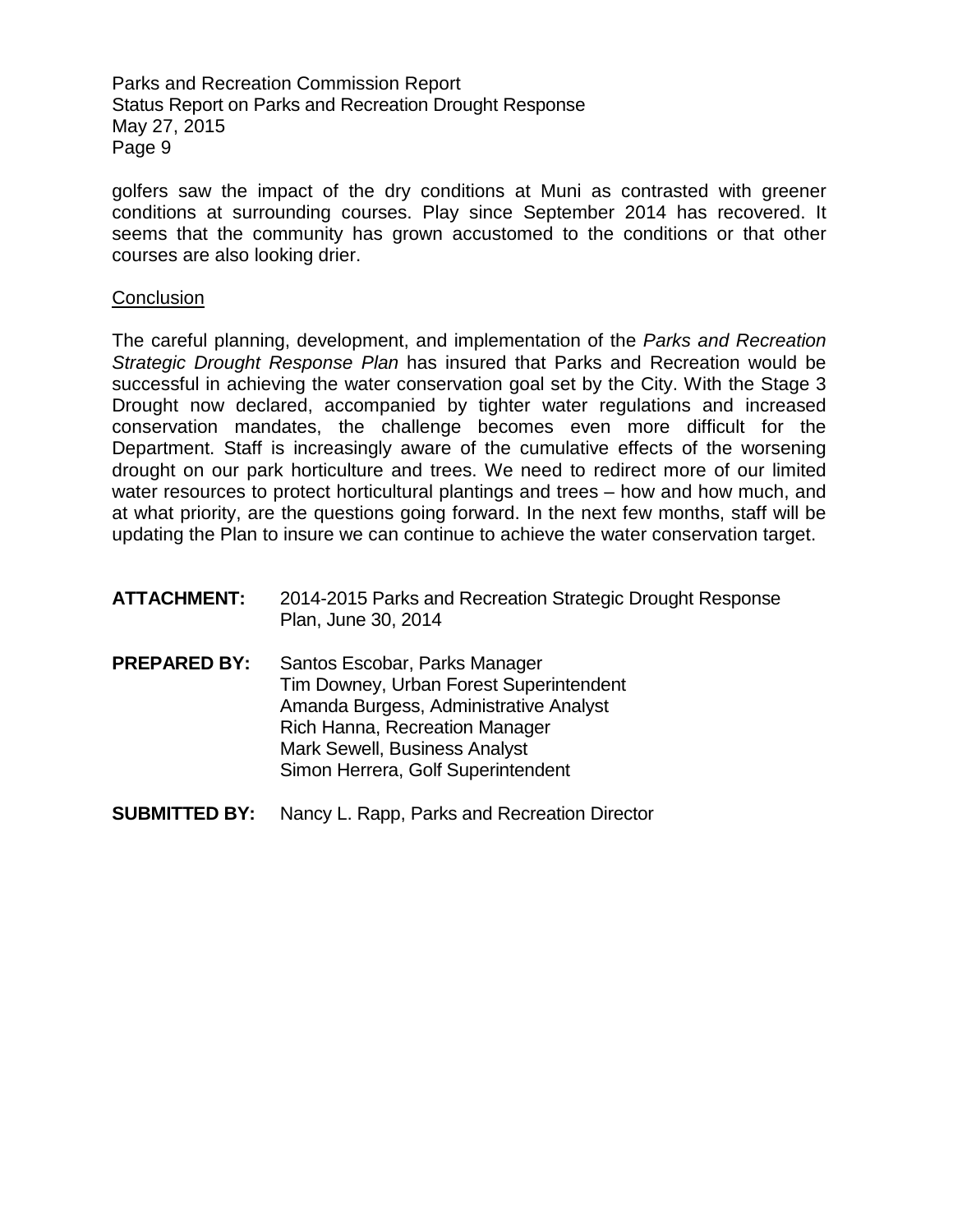golfers saw the impact of the dry conditions at Muni as contrasted with greener conditions at surrounding courses. Play since September 2014 has recovered. It seems that the community has grown accustomed to the conditions or that other courses are also looking drier.

## Conclusion

The careful planning, development, and implementation of the *Parks and Recreation Strategic Drought Response Plan* has insured that Parks and Recreation would be successful in achieving the water conservation goal set by the City. With the Stage 3 Drought now declared, accompanied by tighter water regulations and increased conservation mandates, the challenge becomes even more difficult for the Department. Staff is increasingly aware of the cumulative effects of the worsening drought on our park horticulture and trees. We need to redirect more of our limited water resources to protect horticultural plantings and trees – how and how much, and at what priority, are the questions going forward. In the next few months, staff will be updating the Plan to insure we can continue to achieve the water conservation target.

**ATTACHMENT:** 2014-2015 Parks and Recreation Strategic Drought Response Plan, June 30, 2014

**PREPARED BY:** Santos Escobar, Parks Manager
Tim Downey, Urban Forest Superintendent
Amanda Burgess, Administrative Analyst
Rich Hanna, Recreation Manager
Mark Sewell, Business Analyst
Simon Herrera, Golf Superintendent

**SUBMITTED BY:** Nancy L. Rapp, Parks and Recreation Director